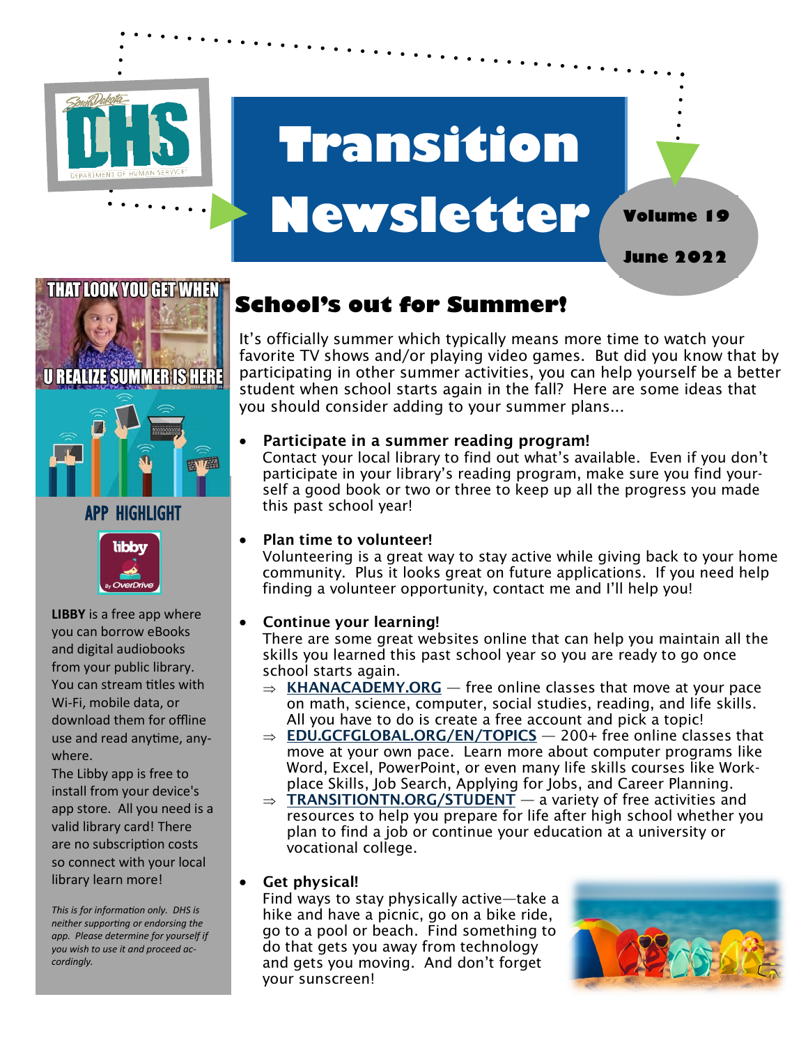# Transition Newsletter

**Volume 19**

**June 2022**

## School's out for Summer!

It's officially summer which typically means more time to watch your favorite TV shows and/or playing video games. But did you know that by participating in other summer activities, you can help yourself be a better student when school starts again in the fall? Here are some ideas that you should consider adding to your summer plans...

- **Participate in a summer reading program!**
  Contact your local library to find out what's available. Even if you don't participate in your library's reading program, make sure you find yourself a good book or two or three to keep up all the progress you made this past school year!

- **Plan time to volunteer!**
  Volunteering is a great way to stay active while giving back to your home community. Plus it looks great on future applications. If you need help finding a volunteer opportunity, contact me and I'll help you!

- **Continue your learning!**
  There are some great websites online that can help you maintain all the skills you learned this past school year so you are ready to go once school starts again.
  - **KHANACADEMY.ORG** — free online classes that move at your pace on math, science, computer, social studies, reading, and life skills. All you have to do is create a free account and pick a topic!
  - **EDU.GCFGLOBAL.ORG/EN/TOPICS** — 200+ free online classes that move at your own pace. Learn more about computer programs like Word, Excel, PowerPoint, or even many life skills courses like Workplace Skills, Job Search, Applying for Jobs, and Career Planning.
  - **TRANSITIONTN.ORG/STUDENT** — a variety of free activities and resources to help you prepare for life after high school whether you plan to find a job or continue your education at a university or vocational college.

- **Get physical!**
  Find ways to stay physically active—take a hike and have a picnic, go on a bike ride, go to a pool or beach. Find something to do that gets you away from technology and gets you moving. And don't forget your sunscreen!

## APP HIGHLIGHT

**LIBBY** is a free app where you can borrow eBooks and digital audiobooks from your public library. You can stream titles with Wi-Fi, mobile data, or download them for offline use and read anytime, anywhere.

The Libby app is free to install from your device's app store. All you need is a valid library card! There are no subscription costs so connect with your local library learn more!

*This is for information only. DHS is neither supporting or endorsing the app. Please determine for yourself if you wish to use it and proceed accordingly.*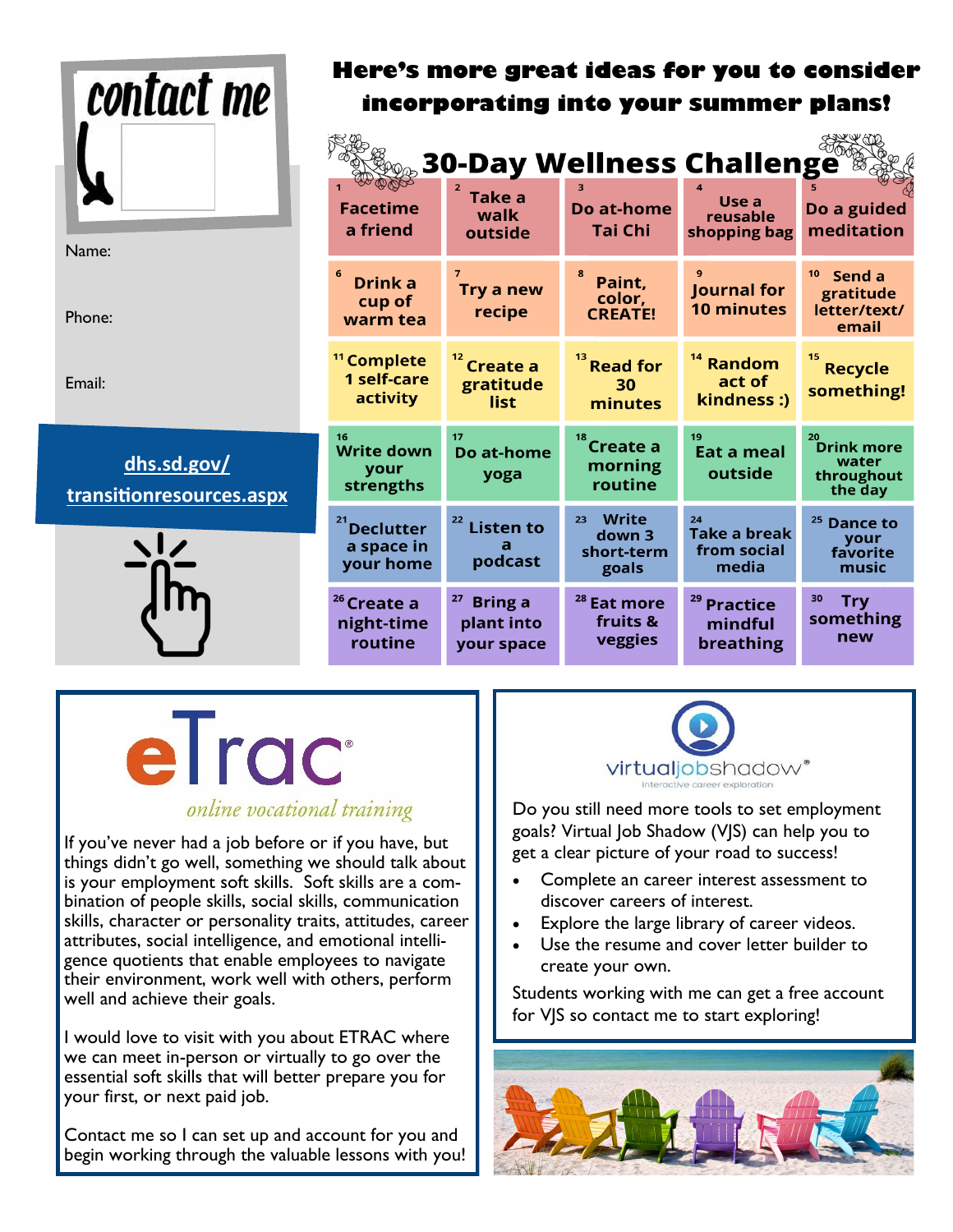## contact me

Name:

Phone:

Email:

**dhs.sd.gov/ transitionresources.aspx**

## Here's more great ideas for you to consider incorporating into your summer plans!

### 30-Day Wellness Challenge

| | | | | |
|---|---|---|---|---|
| 1 Facetime a friend | 2 Take a walk outside | 3 Do at-home Tai Chi | 4 Use a reusable shopping bag | 5 Do a guided meditation |
| 6 Drink a cup of warm tea | 7 Try a new recipe | 8 Paint, color, CREATE! | 9 Journal for 10 minutes | 10 Send a gratitude letter/text/ email |
| 11 Complete 1 self-care activity | 12 Create a gratitude list | 13 Read for 30 minutes | 14 Random act of kindness :) | 15 Recycle something! |
| 16 Write down your strengths | 17 Do at-home yoga | 18 Create a morning routine | 19 Eat a meal outside | 20 Drink more water throughout the day |
| 21 Declutter a space in your home | 22 Listen to a podcast | 23 Write down 3 short-term goals | 24 Take a break from social media | 25 Dance to your favorite music |
| 26 Create a night-time routine | 27 Bring a plant into your space | 28 Eat more fruits & veggies | 29 Practice mindful breathing | 30 Try something new |

## eTrac®

*online vocational training*

If you've never had a job before or if you have, but things didn't go well, something we should talk about is your employment soft skills. Soft skills are a combination of people skills, social skills, communication skills, character or personality traits, attitudes, career attributes, social intelligence, and emotional intelligence quotients that enable employees to navigate their environment, work well with others, perform well and achieve their goals.

I would love to visit with you about ETRAC where we can meet in-person or virtually to go over the essential soft skills that will better prepare you for your first, or next paid job.

Contact me so I can set up and account for you and begin working through the valuable lessons with you!

## virtualjobshadow®

interactive career exploration

Do you still need more tools to set employment goals? Virtual Job Shadow (VJS) can help you to get a clear picture of your road to success!

- Complete an career interest assessment to discover careers of interest.
- Explore the large library of career videos.
- Use the resume and cover letter builder to create your own.

Students working with me can get a free account for VJS so contact me to start exploring!